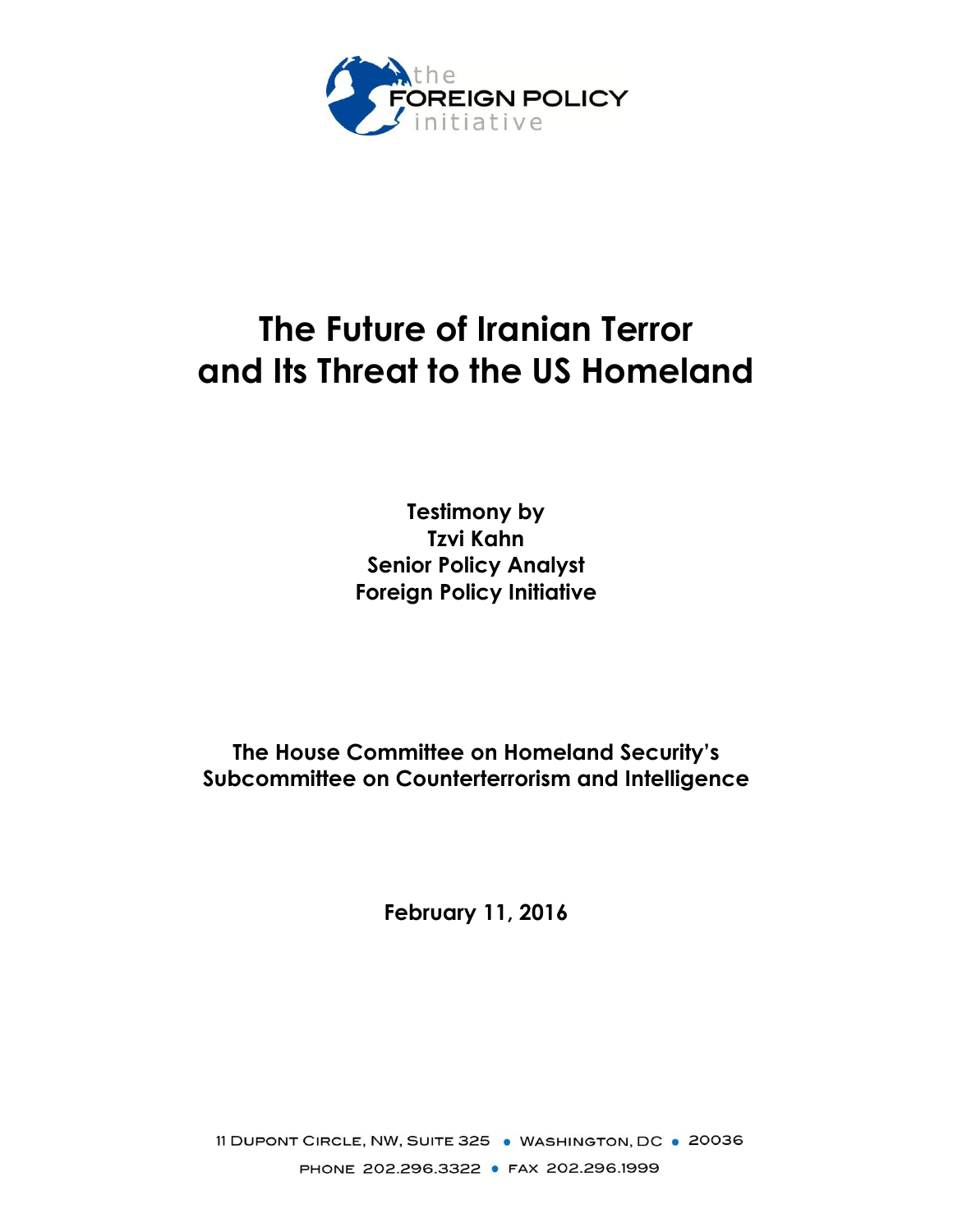the FOREIGN POLICY initiative

# The Future of Iranian Terror and Its Threat to the US Homeland

**Testimony by**
**Tzvi Kahn**
**Senior Policy Analyst**
**Foreign Policy Initiative**

**The House Committee on Homeland Security's**
**Subcommittee on Counterterrorism and Intelligence**

**February 11, 2016**

11 Dupont Circle, NW, Suite 325 • Washington, DC • 20036

Phone 202.296.3322 • Fax 202.296.1999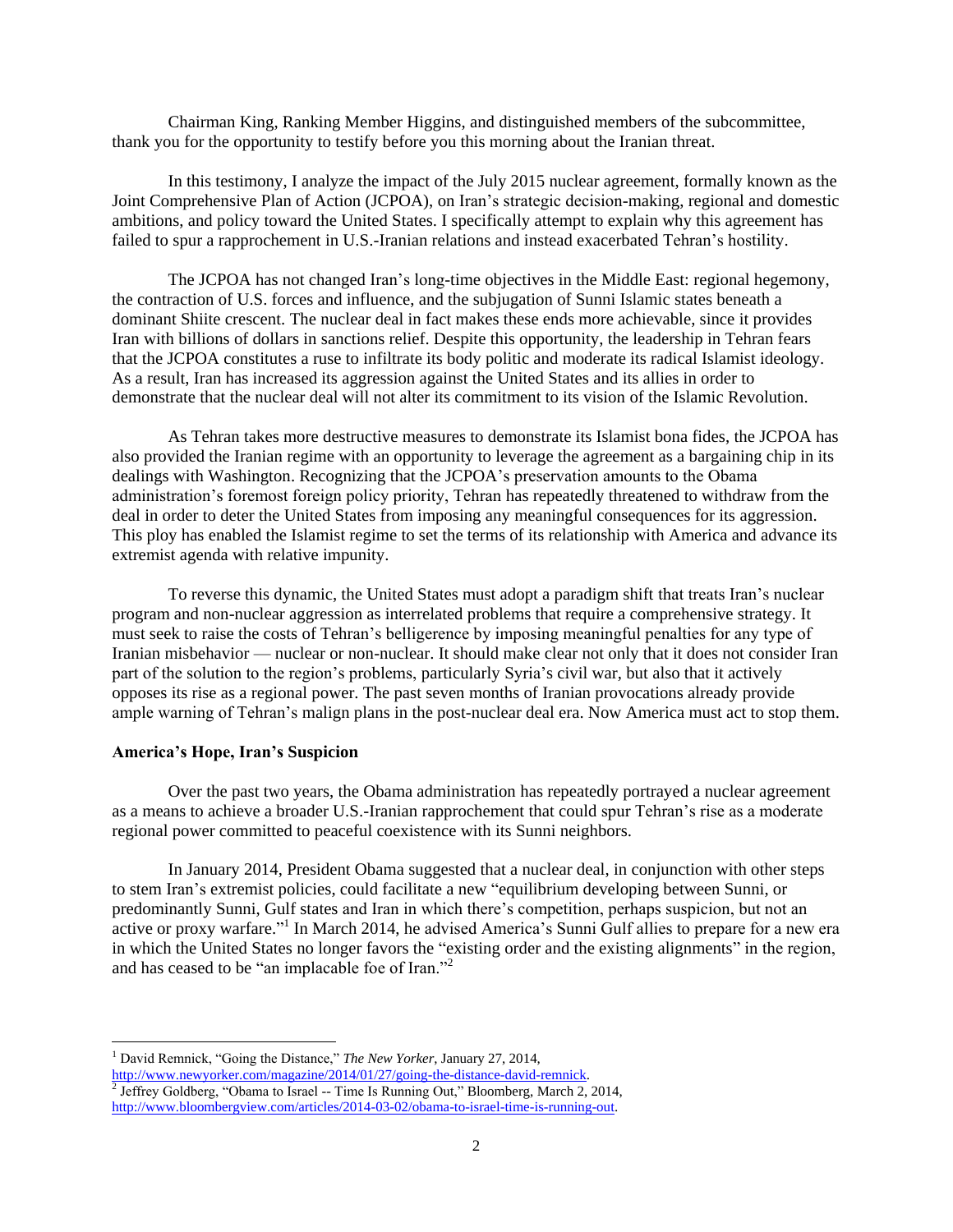Chairman King, Ranking Member Higgins, and distinguished members of the subcommittee, thank you for the opportunity to testify before you this morning about the Iranian threat.

In this testimony, I analyze the impact of the July 2015 nuclear agreement, formally known as the Joint Comprehensive Plan of Action (JCPOA), on Iran's strategic decision-making, regional and domestic ambitions, and policy toward the United States. I specifically attempt to explain why this agreement has failed to spur a rapprochement in U.S.-Iranian relations and instead exacerbated Tehran's hostility.

The JCPOA has not changed Iran's long-time objectives in the Middle East: regional hegemony, the contraction of U.S. forces and influence, and the subjugation of Sunni Islamic states beneath a dominant Shiite crescent. The nuclear deal in fact makes these ends more achievable, since it provides Iran with billions of dollars in sanctions relief. Despite this opportunity, the leadership in Tehran fears that the JCPOA constitutes a ruse to infiltrate its body politic and moderate its radical Islamist ideology. As a result, Iran has increased its aggression against the United States and its allies in order to demonstrate that the nuclear deal will not alter its commitment to its vision of the Islamic Revolution.

As Tehran takes more destructive measures to demonstrate its Islamist bona fides, the JCPOA has also provided the Iranian regime with an opportunity to leverage the agreement as a bargaining chip in its dealings with Washington. Recognizing that the JCPOA's preservation amounts to the Obama administration's foremost foreign policy priority, Tehran has repeatedly threatened to withdraw from the deal in order to deter the United States from imposing any meaningful consequences for its aggression. This ploy has enabled the Islamist regime to set the terms of its relationship with America and advance its extremist agenda with relative impunity.

To reverse this dynamic, the United States must adopt a paradigm shift that treats Iran's nuclear program and non-nuclear aggression as interrelated problems that require a comprehensive strategy. It must seek to raise the costs of Tehran's belligerence by imposing meaningful penalties for any type of Iranian misbehavior — nuclear or non-nuclear. It should make clear not only that it does not consider Iran part of the solution to the region's problems, particularly Syria's civil war, but also that it actively opposes its rise as a regional power. The past seven months of Iranian provocations already provide ample warning of Tehran's malign plans in the post-nuclear deal era. Now America must act to stop them.

**America's Hope, Iran's Suspicion**

Over the past two years, the Obama administration has repeatedly portrayed a nuclear agreement as a means to achieve a broader U.S.-Iranian rapprochement that could spur Tehran's rise as a moderate regional power committed to peaceful coexistence with its Sunni neighbors.

In January 2014, President Obama suggested that a nuclear deal, in conjunction with other steps to stem Iran's extremist policies, could facilitate a new "equilibrium developing between Sunni, or predominantly Sunni, Gulf states and Iran in which there's competition, perhaps suspicion, but not an active or proxy warfare."[1] In March 2014, he advised America's Sunni Gulf allies to prepare for a new era in which the United States no longer favors the "existing order and the existing alignments" in the region, and has ceased to be "an implacable foe of Iran."[2]

---

[1] David Remnick, "Going the Distance," *The New Yorker*, January 27, 2014, http://www.newyorker.com/magazine/2014/01/27/going-the-distance-david-remnick.

[2] Jeffrey Goldberg, "Obama to Israel -- Time Is Running Out," Bloomberg, March 2, 2014, http://www.bloombergview.com/articles/2014-03-02/obama-to-israel-time-is-running-out.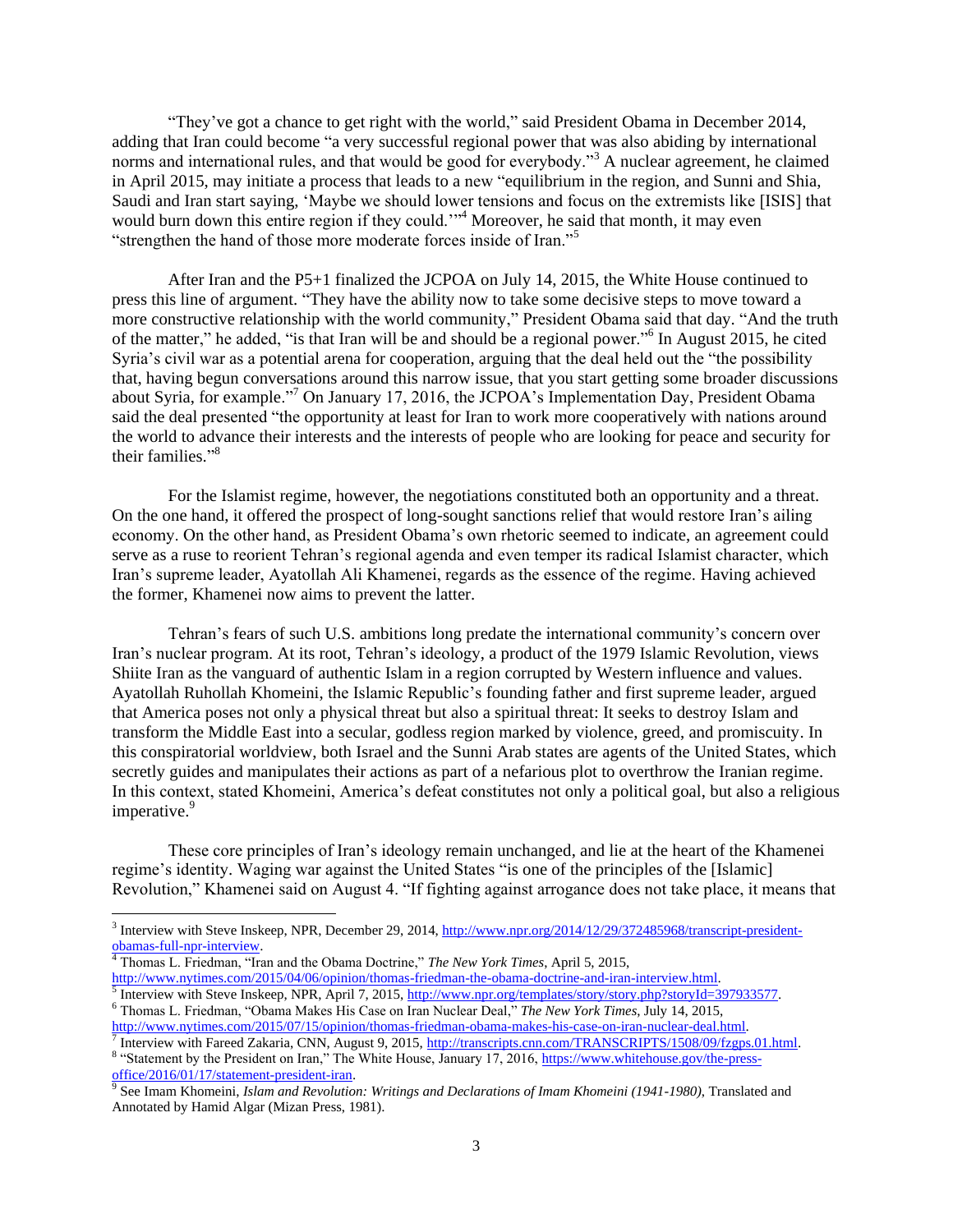"They've got a chance to get right with the world," said President Obama in December 2014, adding that Iran could become "a very successful regional power that was also abiding by international norms and international rules, and that would be good for everybody."[3] A nuclear agreement, he claimed in April 2015, may initiate a process that leads to a new "equilibrium in the region, and Sunni and Shia, Saudi and Iran start saying, 'Maybe we should lower tensions and focus on the extremists like [ISIS] that would burn down this entire region if they could.'"[4] Moreover, he said that month, it may even "strengthen the hand of those more moderate forces inside of Iran."[5]

After Iran and the P5+1 finalized the JCPOA on July 14, 2015, the White House continued to press this line of argument. "They have the ability now to take some decisive steps to move toward a more constructive relationship with the world community," President Obama said that day. "And the truth of the matter," he added, "is that Iran will be and should be a regional power."[6] In August 2015, he cited Syria's civil war as a potential arena for cooperation, arguing that the deal held out the "the possibility that, having begun conversations around this narrow issue, that you start getting some broader discussions about Syria, for example."[7] On January 17, 2016, the JCPOA's Implementation Day, President Obama said the deal presented "the opportunity at least for Iran to work more cooperatively with nations around the world to advance their interests and the interests of people who are looking for peace and security for their families."[8]

For the Islamist regime, however, the negotiations constituted both an opportunity and a threat. On the one hand, it offered the prospect of long-sought sanctions relief that would restore Iran's ailing economy. On the other hand, as President Obama's own rhetoric seemed to indicate, an agreement could serve as a ruse to reorient Tehran's regional agenda and even temper its radical Islamist character, which Iran's supreme leader, Ayatollah Ali Khamenei, regards as the essence of the regime. Having achieved the former, Khamenei now aims to prevent the latter.

Tehran's fears of such U.S. ambitions long predate the international community's concern over Iran's nuclear program. At its root, Tehran's ideology, a product of the 1979 Islamic Revolution, views Shiite Iran as the vanguard of authentic Islam in a region corrupted by Western influence and values. Ayatollah Ruhollah Khomeini, the Islamic Republic's founding father and first supreme leader, argued that America poses not only a physical threat but also a spiritual threat: It seeks to destroy Islam and transform the Middle East into a secular, godless region marked by violence, greed, and promiscuity. In this conspiratorial worldview, both Israel and the Sunni Arab states are agents of the United States, which secretly guides and manipulates their actions as part of a nefarious plot to overthrow the Iranian regime. In this context, stated Khomeini, America's defeat constitutes not only a political goal, but also a religious imperative.[9]

These core principles of Iran's ideology remain unchanged, and lie at the heart of the Khamenei regime's identity. Waging war against the United States "is one of the principles of the [Islamic] Revolution," Khamenei said on August 4. "If fighting against arrogance does not take place, it means that

---

[3] Interview with Steve Inskeep, NPR, December 29, 2014, http://www.npr.org/2014/12/29/372485968/transcript-president-obamas-full-npr-interview.

[4] Thomas L. Friedman, "Iran and the Obama Doctrine," *The New York Times*, April 5, 2015, http://www.nytimes.com/2015/04/06/opinion/thomas-friedman-the-obama-doctrine-and-iran-interview.html.

[5] Interview with Steve Inskeep, NPR, April 7, 2015, http://www.npr.org/templates/story/story.php?storyId=397933577.

[6] Thomas L. Friedman, "Obama Makes His Case on Iran Nuclear Deal," *The New York Times*, July 14, 2015, http://www.nytimes.com/2015/07/15/opinion/thomas-friedman-obama-makes-his-case-on-iran-nuclear-deal.html.

[7] Interview with Fareed Zakaria, CNN, August 9, 2015, http://transcripts.cnn.com/TRANSCRIPTS/1508/09/fzgps.01.html.

[8] "Statement by the President on Iran," The White House, January 17, 2016, https://www.whitehouse.gov/the-press-office/2016/01/17/statement-president-iran.

[9] See Imam Khomeini, *Islam and Revolution: Writings and Declarations of Imam Khomeini (1941-1980)*, Translated and Annotated by Hamid Algar (Mizan Press, 1981).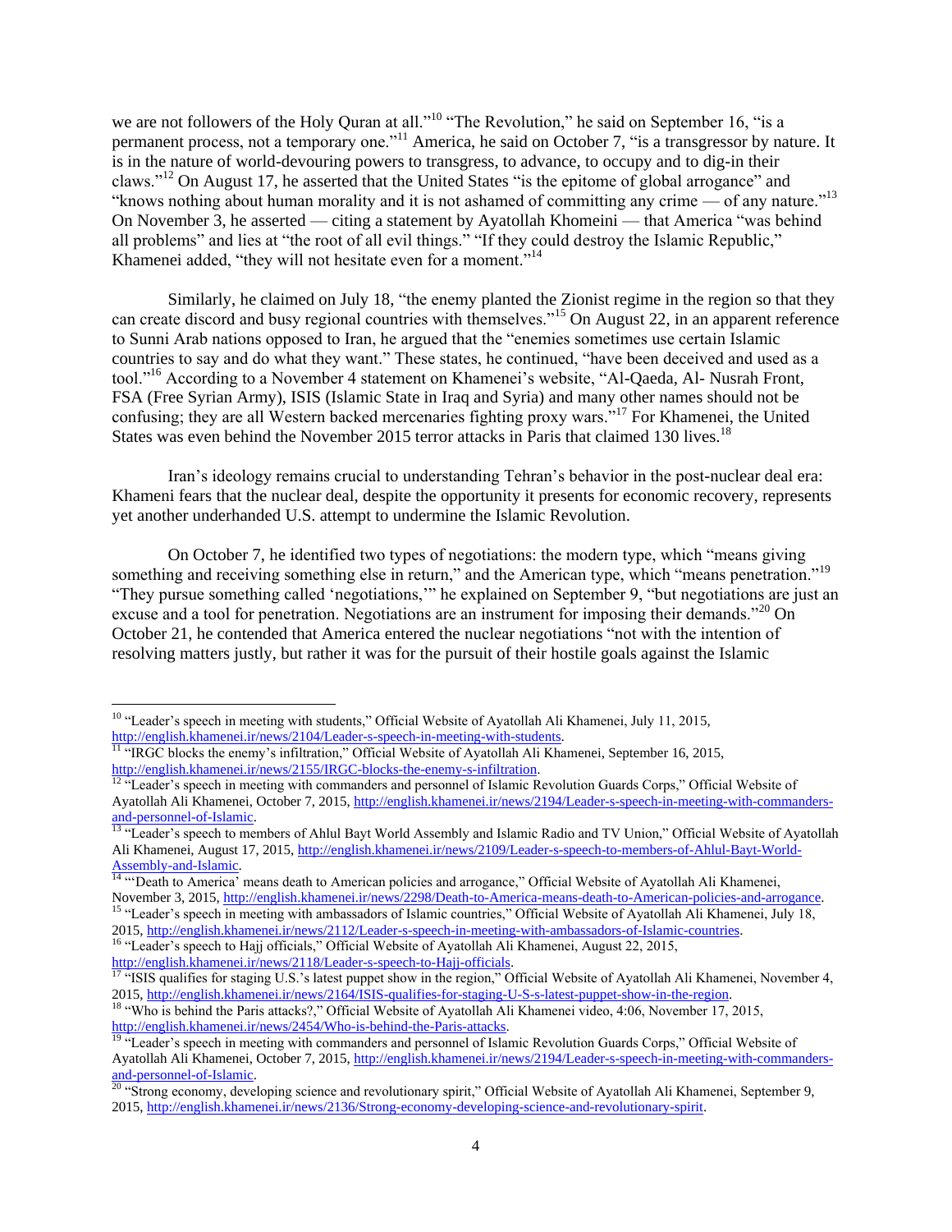we are not followers of the Holy Quran at all."[10] "The Revolution," he said on September 16, "is a permanent process, not a temporary one."[11] America, he said on October 7, "is a transgressor by nature. It is in the nature of world-devouring powers to transgress, to advance, to occupy and to dig-in their claws."[12] On August 17, he asserted that the United States "is the epitome of global arrogance" and "knows nothing about human morality and it is not ashamed of committing any crime — of any nature."[13] On November 3, he asserted — citing a statement by Ayatollah Khomeini — that America "was behind all problems" and lies at "the root of all evil things." "If they could destroy the Islamic Republic," Khamenei added, "they will not hesitate even for a moment."[14]

Similarly, he claimed on July 18, "the enemy planted the Zionist regime in the region so that they can create discord and busy regional countries with themselves."[15] On August 22, in an apparent reference to Sunni Arab nations opposed to Iran, he argued that the "enemies sometimes use certain Islamic countries to say and do what they want." These states, he continued, "have been deceived and used as a tool."[16] According to a November 4 statement on Khamenei's website, "Al-Qaeda, Al- Nusrah Front, FSA (Free Syrian Army), ISIS (Islamic State in Iraq and Syria) and many other names should not be confusing; they are all Western backed mercenaries fighting proxy wars."[17] For Khamenei, the United States was even behind the November 2015 terror attacks in Paris that claimed 130 lives.[18]

Iran's ideology remains crucial to understanding Tehran's behavior in the post-nuclear deal era: Khameni fears that the nuclear deal, despite the opportunity it presents for economic recovery, represents yet another underhanded U.S. attempt to undermine the Islamic Revolution.

On October 7, he identified two types of negotiations: the modern type, which "means giving something and receiving something else in return," and the American type, which "means penetration."[19] "They pursue something called 'negotiations,'" he explained on September 9, "but negotiations are just an excuse and a tool for penetration. Negotiations are an instrument for imposing their demands."[20] On October 21, he contended that America entered the nuclear negotiations "not with the intention of resolving matters justly, but rather it was for the pursuit of their hostile goals against the Islamic

---

[10] "Leader's speech in meeting with students," Official Website of Ayatollah Ali Khamenei, July 11, 2015, http://english.khamenei.ir/news/2104/Leader-s-speech-in-meeting-with-students.

[11] "IRGC blocks the enemy's infiltration," Official Website of Ayatollah Ali Khamenei, September 16, 2015, http://english.khamenei.ir/news/2155/IRGC-blocks-the-enemy-s-infiltration.

[12] "Leader's speech in meeting with commanders and personnel of Islamic Revolution Guards Corps," Official Website of Ayatollah Ali Khamenei, October 7, 2015, http://english.khamenei.ir/news/2194/Leader-s-speech-in-meeting-with-commanders-and-personnel-of-Islamic.

[13] "Leader's speech to members of Ahlul Bayt World Assembly and Islamic Radio and TV Union," Official Website of Ayatollah Ali Khamenei, August 17, 2015, http://english.khamenei.ir/news/2109/Leader-s-speech-to-members-of-Ahlul-Bayt-World-Assembly-and-Islamic.

[14] "'Death to America' means death to American policies and arrogance," Official Website of Ayatollah Ali Khamenei, November 3, 2015, http://english.khamenei.ir/news/2298/Death-to-America-means-death-to-American-policies-and-arrogance.

[15] "Leader's speech in meeting with ambassadors of Islamic countries," Official Website of Ayatollah Ali Khamenei, July 18, 2015, http://english.khamenei.ir/news/2112/Leader-s-speech-in-meeting-with-ambassadors-of-Islamic-countries.

[16] "Leader's speech to Hajj officials," Official Website of Ayatollah Ali Khamenei, August 22, 2015, http://english.khamenei.ir/news/2118/Leader-s-speech-to-Hajj-officials.

[17] "ISIS qualifies for staging U.S.'s latest puppet show in the region," Official Website of Ayatollah Ali Khamenei, November 4, 2015, http://english.khamenei.ir/news/2164/ISIS-qualifies-for-staging-U-S-s-latest-puppet-show-in-the-region.

[18] "Who is behind the Paris attacks?," Official Website of Ayatollah Ali Khamenei video, 4:06, November 17, 2015, http://english.khamenei.ir/news/2454/Who-is-behind-the-Paris-attacks.

[19] "Leader's speech in meeting with commanders and personnel of Islamic Revolution Guards Corps," Official Website of Ayatollah Ali Khamenei, October 7, 2015, http://english.khamenei.ir/news/2194/Leader-s-speech-in-meeting-with-commanders-and-personnel-of-Islamic.

[20] "Strong economy, developing science and revolutionary spirit," Official Website of Ayatollah Ali Khamenei, September 9, 2015, http://english.khamenei.ir/news/2136/Strong-economy-developing-science-and-revolutionary-spirit.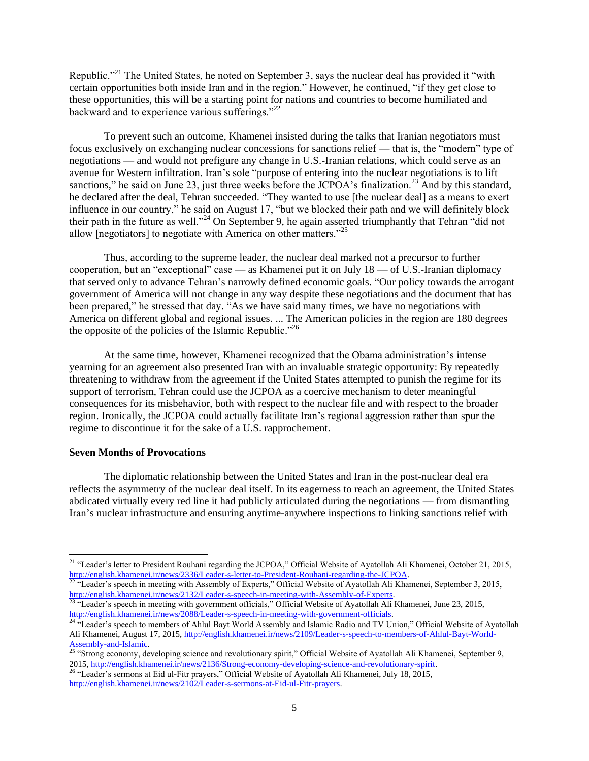Republic."[21] The United States, he noted on September 3, says the nuclear deal has provided it "with certain opportunities both inside Iran and in the region." However, he continued, "if they get close to these opportunities, this will be a starting point for nations and countries to become humiliated and backward and to experience various sufferings."[22]

To prevent such an outcome, Khamenei insisted during the talks that Iranian negotiators must focus exclusively on exchanging nuclear concessions for sanctions relief — that is, the "modern" type of negotiations — and would not prefigure any change in U.S.-Iranian relations, which could serve as an avenue for Western infiltration. Iran's sole "purpose of entering into the nuclear negotiations is to lift sanctions," he said on June 23, just three weeks before the JCPOA's finalization.[23] And by this standard, he declared after the deal, Tehran succeeded. "They wanted to use [the nuclear deal] as a means to exert influence in our country," he said on August 17, "but we blocked their path and we will definitely block their path in the future as well."[24] On September 9, he again asserted triumphantly that Tehran "did not allow [negotiators] to negotiate with America on other matters."[25]

Thus, according to the supreme leader, the nuclear deal marked not a precursor to further cooperation, but an "exceptional" case — as Khamenei put it on July 18 — of U.S.-Iranian diplomacy that served only to advance Tehran's narrowly defined economic goals. "Our policy towards the arrogant government of America will not change in any way despite these negotiations and the document that has been prepared," he stressed that day. "As we have said many times, we have no negotiations with America on different global and regional issues. ... The American policies in the region are 180 degrees the opposite of the policies of the Islamic Republic."[26]

At the same time, however, Khamenei recognized that the Obama administration's intense yearning for an agreement also presented Iran with an invaluable strategic opportunity: By repeatedly threatening to withdraw from the agreement if the United States attempted to punish the regime for its support of terrorism, Tehran could use the JCPOA as a coercive mechanism to deter meaningful consequences for its misbehavior, both with respect to the nuclear file and with respect to the broader region. Ironically, the JCPOA could actually facilitate Iran's regional aggression rather than spur the regime to discontinue it for the sake of a U.S. rapprochement.

**Seven Months of Provocations**

The diplomatic relationship between the United States and Iran in the post-nuclear deal era reflects the asymmetry of the nuclear deal itself. In its eagerness to reach an agreement, the United States abdicated virtually every red line it had publicly articulated during the negotiations — from dismantling Iran's nuclear infrastructure and ensuring anytime-anywhere inspections to linking sanctions relief with

---

[21] "Leader's letter to President Rouhani regarding the JCPOA," Official Website of Ayatollah Ali Khamenei, October 21, 2015, http://english.khamenei.ir/news/2336/Leader-s-letter-to-President-Rouhani-regarding-the-JCPOA.

[22] "Leader's speech in meeting with Assembly of Experts," Official Website of Ayatollah Ali Khamenei, September 3, 2015, http://english.khamenei.ir/news/2132/Leader-s-speech-in-meeting-with-Assembly-of-Experts.

[23] "Leader's speech in meeting with government officials," Official Website of Ayatollah Ali Khamenei, June 23, 2015, http://english.khamenei.ir/news/2088/Leader-s-speech-in-meeting-with-government-officials.

[24] "Leader's speech to members of Ahlul Bayt World Assembly and Islamic Radio and TV Union," Official Website of Ayatollah Ali Khamenei, August 17, 2015, http://english.khamenei.ir/news/2109/Leader-s-speech-to-members-of-Ahlul-Bayt-World-Assembly-and-Islamic.

[25] "Strong economy, developing science and revolutionary spirit," Official Website of Ayatollah Ali Khamenei, September 9, 2015, http://english.khamenei.ir/news/2136/Strong-economy-developing-science-and-revolutionary-spirit.

[26] "Leader's sermons at Eid ul-Fitr prayers," Official Website of Ayatollah Ali Khamenei, July 18, 2015, http://english.khamenei.ir/news/2102/Leader-s-sermons-at-Eid-ul-Fitr-prayers.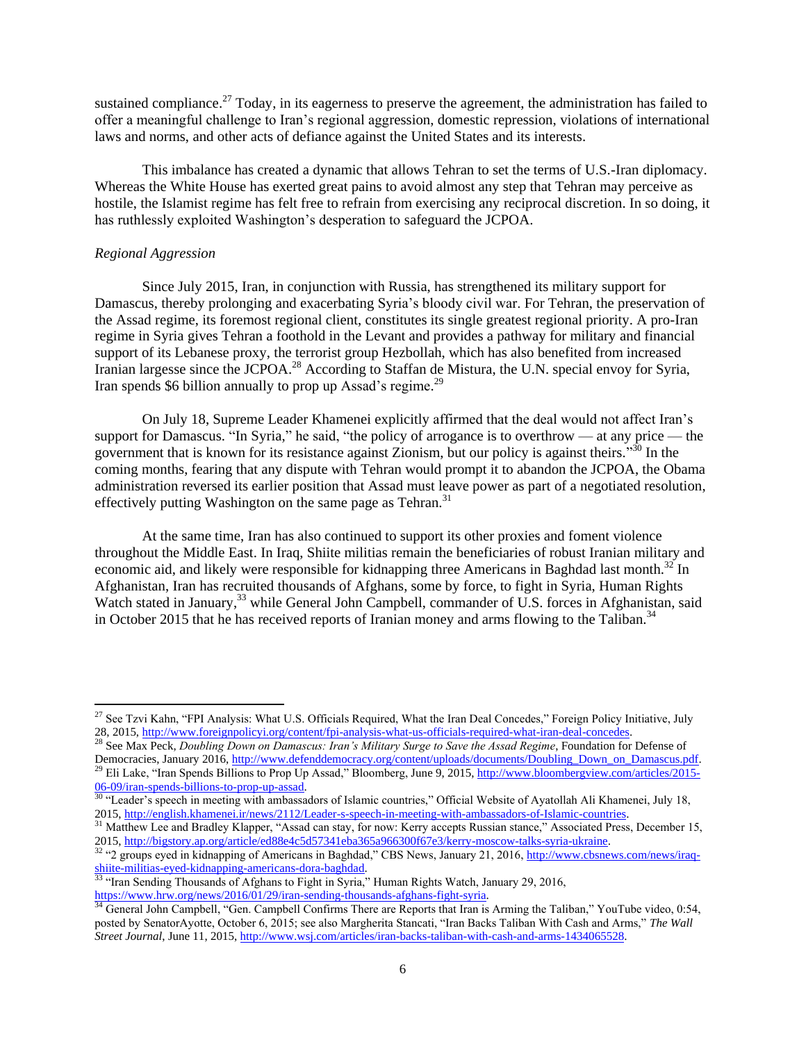sustained compliance.[27] Today, in its eagerness to preserve the agreement, the administration has failed to offer a meaningful challenge to Iran's regional aggression, domestic repression, violations of international laws and norms, and other acts of defiance against the United States and its interests.

This imbalance has created a dynamic that allows Tehran to set the terms of U.S.-Iran diplomacy. Whereas the White House has exerted great pains to avoid almost any step that Tehran may perceive as hostile, the Islamist regime has felt free to refrain from exercising any reciprocal discretion. In so doing, it has ruthlessly exploited Washington's desperation to safeguard the JCPOA.

*Regional Aggression*

Since July 2015, Iran, in conjunction with Russia, has strengthened its military support for Damascus, thereby prolonging and exacerbating Syria's bloody civil war. For Tehran, the preservation of the Assad regime, its foremost regional client, constitutes its single greatest regional priority. A pro-Iran regime in Syria gives Tehran a foothold in the Levant and provides a pathway for military and financial support of its Lebanese proxy, the terrorist group Hezbollah, which has also benefited from increased Iranian largesse since the JCPOA.[28] According to Staffan de Mistura, the U.N. special envoy for Syria, Iran spends $6 billion annually to prop up Assad's regime.[29]

On July 18, Supreme Leader Khamenei explicitly affirmed that the deal would not affect Iran's support for Damascus. "In Syria," he said, "the policy of arrogance is to overthrow — at any price — the government that is known for its resistance against Zionism, but our policy is against theirs."[30] In the coming months, fearing that any dispute with Tehran would prompt it to abandon the JCPOA, the Obama administration reversed its earlier position that Assad must leave power as part of a negotiated resolution, effectively putting Washington on the same page as Tehran.[31]

At the same time, Iran has also continued to support its other proxies and foment violence throughout the Middle East. In Iraq, Shiite militias remain the beneficiaries of robust Iranian military and economic aid, and likely were responsible for kidnapping three Americans in Baghdad last month.[32] In Afghanistan, Iran has recruited thousands of Afghans, some by force, to fight in Syria, Human Rights Watch stated in January,[33] while General John Campbell, commander of U.S. forces in Afghanistan, said in October 2015 that he has received reports of Iranian money and arms flowing to the Taliban.[34]

---

[27] See Tzvi Kahn, "FPI Analysis: What U.S. Officials Required, What the Iran Deal Concedes," Foreign Policy Initiative, July 28, 2015, http://www.foreignpolicyi.org/content/fpi-analysis-what-us-officials-required-what-iran-deal-concedes.

[28] See Max Peck, *Doubling Down on Damascus: Iran's Military Surge to Save the Assad Regime*, Foundation for Defense of Democracies, January 2016, http://www.defenddemocracy.org/content/uploads/documents/Doubling_Down_on_Damascus.pdf.

[29] Eli Lake, "Iran Spends Billions to Prop Up Assad," Bloomberg, June 9, 2015, http://www.bloombergview.com/articles/2015-06-09/iran-spends-billions-to-prop-up-assad.

[30] "Leader's speech in meeting with ambassadors of Islamic countries," Official Website of Ayatollah Ali Khamenei, July 18, 2015, http://english.khamenei.ir/news/2112/Leader-s-speech-in-meeting-with-ambassadors-of-Islamic-countries.

[31] Matthew Lee and Bradley Klapper, "Assad can stay, for now: Kerry accepts Russian stance," Associated Press, December 15, 2015, http://bigstory.ap.org/article/ed88e4c5d57341eba365a966300f67e3/kerry-moscow-talks-syria-ukraine.

[32] "2 groups eyed in kidnapping of Americans in Baghdad," CBS News, January 21, 2016, http://www.cbsnews.com/news/iraq-shiite-militias-eyed-kidnapping-americans-dora-baghdad.

[33] "Iran Sending Thousands of Afghans to Fight in Syria," Human Rights Watch, January 29, 2016, https://www.hrw.org/news/2016/01/29/iran-sending-thousands-afghans-fight-syria.

[34] General John Campbell, "Gen. Campbell Confirms There are Reports that Iran is Arming the Taliban," YouTube video, 0:54, posted by SenatorAyotte, October 6, 2015; see also Margherita Stancati, "Iran Backs Taliban With Cash and Arms," *The Wall Street Journal*, June 11, 2015, http://www.wsj.com/articles/iran-backs-taliban-with-cash-and-arms-1434065528.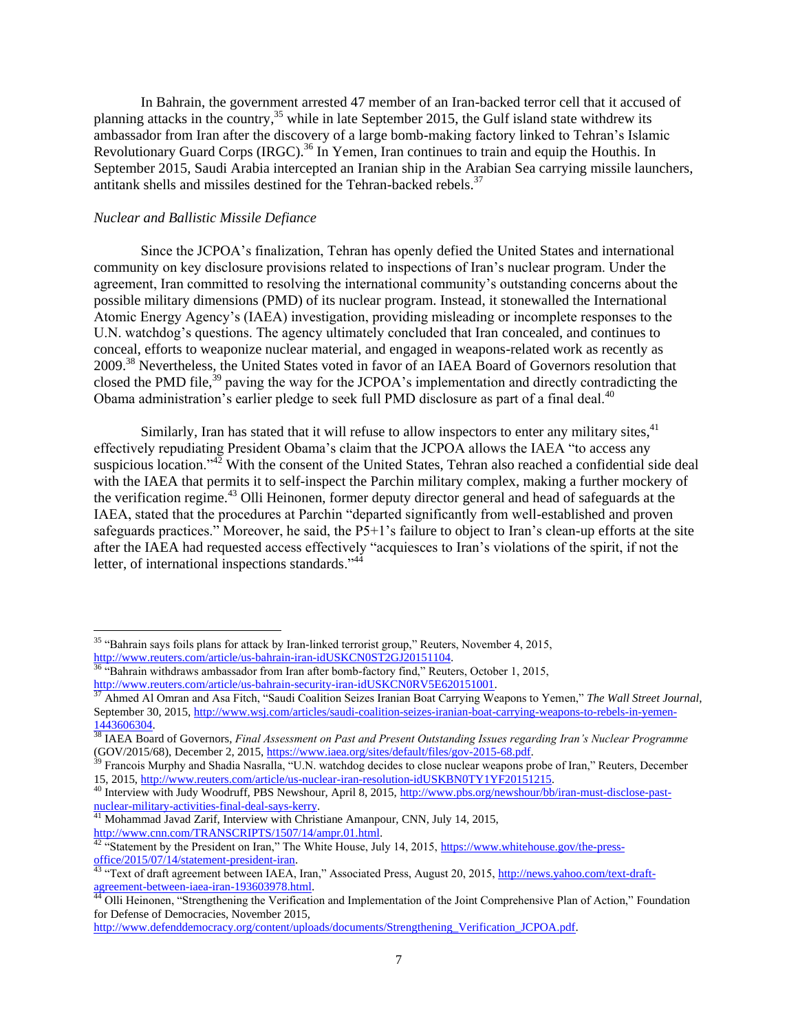In Bahrain, the government arrested 47 member of an Iran-backed terror cell that it accused of planning attacks in the country,[35] while in late September 2015, the Gulf island state withdrew its ambassador from Iran after the discovery of a large bomb-making factory linked to Tehran's Islamic Revolutionary Guard Corps (IRGC).[36] In Yemen, Iran continues to train and equip the Houthis. In September 2015, Saudi Arabia intercepted an Iranian ship in the Arabian Sea carrying missile launchers, antitank shells and missiles destined for the Tehran-backed rebels.[37]

*Nuclear and Ballistic Missile Defiance*

Since the JCPOA's finalization, Tehran has openly defied the United States and international community on key disclosure provisions related to inspections of Iran's nuclear program. Under the agreement, Iran committed to resolving the international community's outstanding concerns about the possible military dimensions (PMD) of its nuclear program. Instead, it stonewalled the International Atomic Energy Agency's (IAEA) investigation, providing misleading or incomplete responses to the U.N. watchdog's questions. The agency ultimately concluded that Iran concealed, and continues to conceal, efforts to weaponize nuclear material, and engaged in weapons-related work as recently as 2009.[38] Nevertheless, the United States voted in favor of an IAEA Board of Governors resolution that closed the PMD file,[39] paving the way for the JCPOA's implementation and directly contradicting the Obama administration's earlier pledge to seek full PMD disclosure as part of a final deal.[40]

Similarly, Iran has stated that it will refuse to allow inspectors to enter any military sites,[41] effectively repudiating President Obama's claim that the JCPOA allows the IAEA "to access any suspicious location."[42] With the consent of the United States, Tehran also reached a confidential side deal with the IAEA that permits it to self-inspect the Parchin military complex, making a further mockery of the verification regime.[43] Olli Heinonen, former deputy director general and head of safeguards at the IAEA, stated that the procedures at Parchin "departed significantly from well-established and proven safeguards practices." Moreover, he said, the P5+1's failure to object to Iran's clean-up efforts at the site after the IAEA had requested access effectively "acquiesces to Iran's violations of the spirit, if not the letter, of international inspections standards."[44]

---

[35] "Bahrain says foils plans for attack by Iran-linked terrorist group," Reuters, November 4, 2015, http://www.reuters.com/article/us-bahrain-iran-idUSKCN0ST2GJ20151104.

[36] "Bahrain withdraws ambassador from Iran after bomb-factory find," Reuters, October 1, 2015, http://www.reuters.com/article/us-bahrain-security-iran-idUSKCN0RV5E620151001.

[37] Ahmed Al Omran and Asa Fitch, "Saudi Coalition Seizes Iranian Boat Carrying Weapons to Yemen," *The Wall Street Journal*, September 30, 2015, http://www.wsj.com/articles/saudi-coalition-seizes-iranian-boat-carrying-weapons-to-rebels-in-yemen-1443606304.

[38] IAEA Board of Governors, *Final Assessment on Past and Present Outstanding Issues regarding Iran's Nuclear Programme* (GOV/2015/68), December 2, 2015, https://www.iaea.org/sites/default/files/gov-2015-68.pdf.

[39] Francois Murphy and Shadia Nasralla, "U.N. watchdog decides to close nuclear weapons probe of Iran," Reuters, December 15, 2015, http://www.reuters.com/article/us-nuclear-iran-resolution-idUSKBN0TY1YF20151215.

[40] Interview with Judy Woodruff, PBS Newshour, April 8, 2015, http://www.pbs.org/newshour/bb/iran-must-disclose-past-nuclear-military-activities-final-deal-says-kerry.

[41] Mohammad Javad Zarif, Interview with Christiane Amanpour, CNN, July 14, 2015, http://www.cnn.com/TRANSCRIPTS/1507/14/ampr.01.html.

[42] "Statement by the President on Iran," The White House, July 14, 2015, https://www.whitehouse.gov/the-press-office/2015/07/14/statement-president-iran.

[43] "Text of draft agreement between IAEA, Iran," Associated Press, August 20, 2015, http://news.yahoo.com/text-draft-agreement-between-iaea-iran-193603978.html.

[44] Olli Heinonen, "Strengthening the Verification and Implementation of the Joint Comprehensive Plan of Action," Foundation for Defense of Democracies, November 2015, http://www.defenddemocracy.org/content/uploads/documents/Strengthening_Verification_JCPOA.pdf.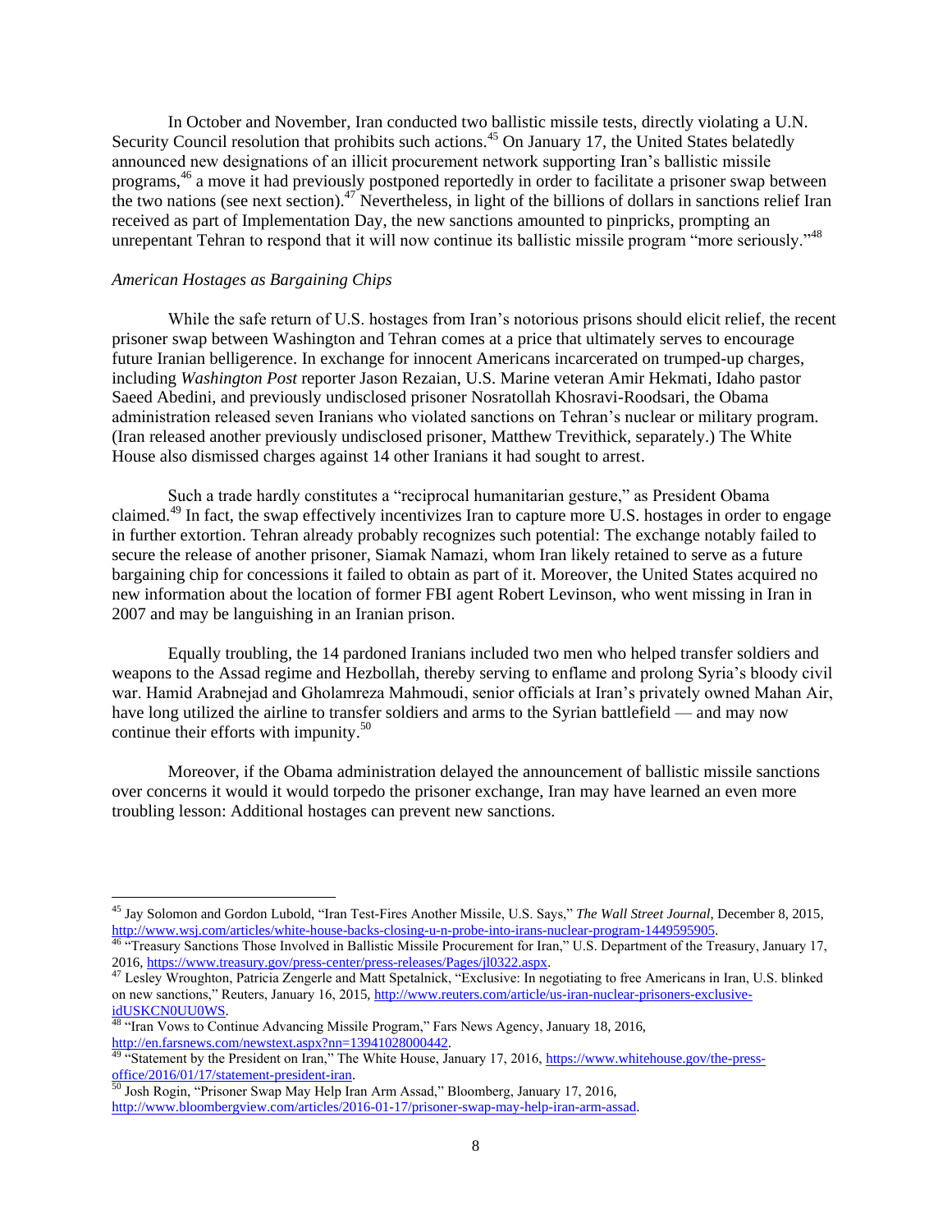In October and November, Iran conducted two ballistic missile tests, directly violating a U.N. Security Council resolution that prohibits such actions.[45] On January 17, the United States belatedly announced new designations of an illicit procurement network supporting Iran's ballistic missile programs,[46] a move it had previously postponed reportedly in order to facilitate a prisoner swap between the two nations (see next section).[47] Nevertheless, in light of the billions of dollars in sanctions relief Iran received as part of Implementation Day, the new sanctions amounted to pinpricks, prompting an unrepentant Tehran to respond that it will now continue its ballistic missile program "more seriously."[48]

*American Hostages as Bargaining Chips*

While the safe return of U.S. hostages from Iran's notorious prisons should elicit relief, the recent prisoner swap between Washington and Tehran comes at a price that ultimately serves to encourage future Iranian belligerence. In exchange for innocent Americans incarcerated on trumped-up charges, including *Washington Post* reporter Jason Rezaian, U.S. Marine veteran Amir Hekmati, Idaho pastor Saeed Abedini, and previously undisclosed prisoner Nosratollah Khosravi-Roodsari, the Obama administration released seven Iranians who violated sanctions on Tehran's nuclear or military program. (Iran released another previously undisclosed prisoner, Matthew Trevithick, separately.) The White House also dismissed charges against 14 other Iranians it had sought to arrest.

Such a trade hardly constitutes a "reciprocal humanitarian gesture," as President Obama claimed.[49] In fact, the swap effectively incentivizes Iran to capture more U.S. hostages in order to engage in further extortion. Tehran already probably recognizes such potential: The exchange notably failed to secure the release of another prisoner, Siamak Namazi, whom Iran likely retained to serve as a future bargaining chip for concessions it failed to obtain as part of it. Moreover, the United States acquired no new information about the location of former FBI agent Robert Levinson, who went missing in Iran in 2007 and may be languishing in an Iranian prison.

Equally troubling, the 14 pardoned Iranians included two men who helped transfer soldiers and weapons to the Assad regime and Hezbollah, thereby serving to enflame and prolong Syria's bloody civil war. Hamid Arabnejad and Gholamreza Mahmoudi, senior officials at Iran's privately owned Mahan Air, have long utilized the airline to transfer soldiers and arms to the Syrian battlefield — and may now continue their efforts with impunity.[50]

Moreover, if the Obama administration delayed the announcement of ballistic missile sanctions over concerns it would it would torpedo the prisoner exchange, Iran may have learned an even more troubling lesson: Additional hostages can prevent new sanctions.

---

[45] Jay Solomon and Gordon Lubold, "Iran Test-Fires Another Missile, U.S. Says," *The Wall Street Journal*, December 8, 2015, http://www.wsj.com/articles/white-house-backs-closing-u-n-probe-into-irans-nuclear-program-1449595905.

[46] "Treasury Sanctions Those Involved in Ballistic Missile Procurement for Iran," U.S. Department of the Treasury, January 17, 2016, https://www.treasury.gov/press-center/press-releases/Pages/jl0322.aspx.

[47] Lesley Wroughton, Patricia Zengerle and Matt Spetalnick, "Exclusive: In negotiating to free Americans in Iran, U.S. blinked on new sanctions," Reuters, January 16, 2015, http://www.reuters.com/article/us-iran-nuclear-prisoners-exclusive-idUSKCN0UU0WS.

[48] "Iran Vows to Continue Advancing Missile Program," Fars News Agency, January 18, 2016, http://en.farsnews.com/newstext.aspx?nn=13941028000442.

[49] "Statement by the President on Iran," The White House, January 17, 2016, https://www.whitehouse.gov/the-press-office/2016/01/17/statement-president-iran.

[50] Josh Rogin, "Prisoner Swap May Help Iran Arm Assad," Bloomberg, January 17, 2016, http://www.bloombergview.com/articles/2016-01-17/prisoner-swap-may-help-iran-arm-assad.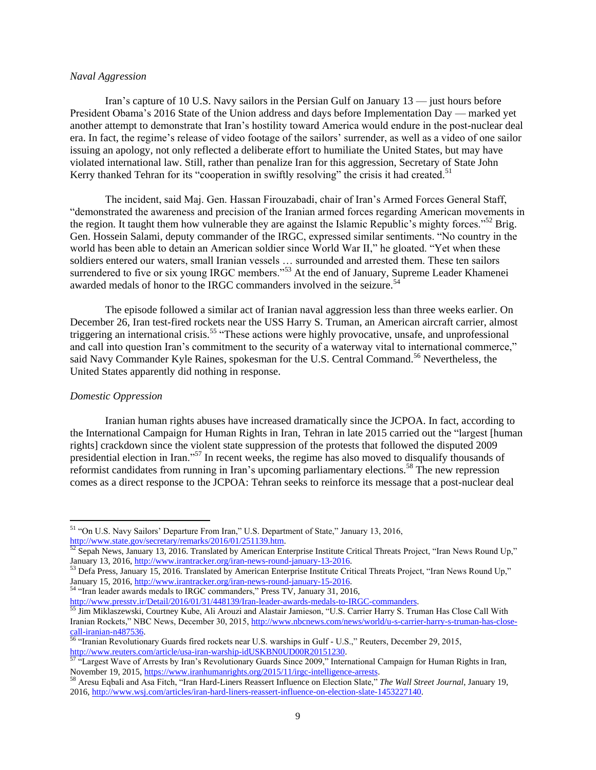*Naval Aggression*

Iran's capture of 10 U.S. Navy sailors in the Persian Gulf on January 13 — just hours before President Obama's 2016 State of the Union address and days before Implementation Day — marked yet another attempt to demonstrate that Iran's hostility toward America would endure in the post-nuclear deal era. In fact, the regime's release of video footage of the sailors' surrender, as well as a video of one sailor issuing an apology, not only reflected a deliberate effort to humiliate the United States, but may have violated international law. Still, rather than penalize Iran for this aggression, Secretary of State John Kerry thanked Tehran for its "cooperation in swiftly resolving" the crisis it had created.[51]

The incident, said Maj. Gen. Hassan Firouzabadi, chair of Iran's Armed Forces General Staff, "demonstrated the awareness and precision of the Iranian armed forces regarding American movements in the region. It taught them how vulnerable they are against the Islamic Republic's mighty forces."[52] Brig. Gen. Hossein Salami, deputy commander of the IRGC, expressed similar sentiments. "No country in the world has been able to detain an American soldier since World War II," he gloated. "Yet when these soldiers entered our waters, small Iranian vessels … surrounded and arrested them. These ten sailors surrendered to five or six young IRGC members."[53] At the end of January, Supreme Leader Khamenei awarded medals of honor to the IRGC commanders involved in the seizure.[54]

The episode followed a similar act of Iranian naval aggression less than three weeks earlier. On December 26, Iran test-fired rockets near the USS Harry S. Truman, an American aircraft carrier, almost triggering an international crisis.[55] "These actions were highly provocative, unsafe, and unprofessional and call into question Iran's commitment to the security of a waterway vital to international commerce," said Navy Commander Kyle Raines, spokesman for the U.S. Central Command.[56] Nevertheless, the United States apparently did nothing in response.

*Domestic Oppression*

Iranian human rights abuses have increased dramatically since the JCPOA. In fact, according to the International Campaign for Human Rights in Iran, Tehran in late 2015 carried out the "largest [human rights] crackdown since the violent state suppression of the protests that followed the disputed 2009 presidential election in Iran."[57] In recent weeks, the regime has also moved to disqualify thousands of reformist candidates from running in Iran's upcoming parliamentary elections.[58] The new repression comes as a direct response to the JCPOA: Tehran seeks to reinforce its message that a post-nuclear deal

---

[51] "On U.S. Navy Sailors' Departure From Iran," U.S. Department of State," January 13, 2016, http://www.state.gov/secretary/remarks/2016/01/251139.htm.

[52] Sepah News, January 13, 2016. Translated by American Enterprise Institute Critical Threats Project, "Iran News Round Up," January 13, 2016, http://www.irantracker.org/iran-news-round-january-13-2016.

[53] Defa Press, January 15, 2016. Translated by American Enterprise Institute Critical Threats Project, "Iran News Round Up," January 15, 2016, http://www.irantracker.org/iran-news-round-january-15-2016.

[54] "Iran leader awards medals to IRGC commanders," Press TV, January 31, 2016, http://www.presstv.ir/Detail/2016/01/31/448139/Iran-leader-awards-medals-to-IRGC-commanders.

[55] Jim Miklaszewski, Courtney Kube, Ali Arouzi and Alastair Jamieson, "U.S. Carrier Harry S. Truman Has Close Call With Iranian Rockets," NBC News, December 30, 2015, http://www.nbcnews.com/news/world/u-s-carrier-harry-s-truman-has-close-call-iranian-n487536.

[56] "Iranian Revolutionary Guards fired rockets near U.S. warships in Gulf - U.S.," Reuters, December 29, 2015, http://www.reuters.com/article/usa-iran-warship-idUSKBN0UD00R20151230.

[57] "Largest Wave of Arrests by Iran's Revolutionary Guards Since 2009," International Campaign for Human Rights in Iran, November 19, 2015, https://www.iranhumanrights.org/2015/11/irgc-intelligence-arrests.

[58] Aresu Eqbali and Asa Fitch, "Iran Hard-Liners Reassert Influence on Election Slate," *The Wall Street Journal*, January 19, 2016, http://www.wsj.com/articles/iran-hard-liners-reassert-influence-on-election-slate-1453227140.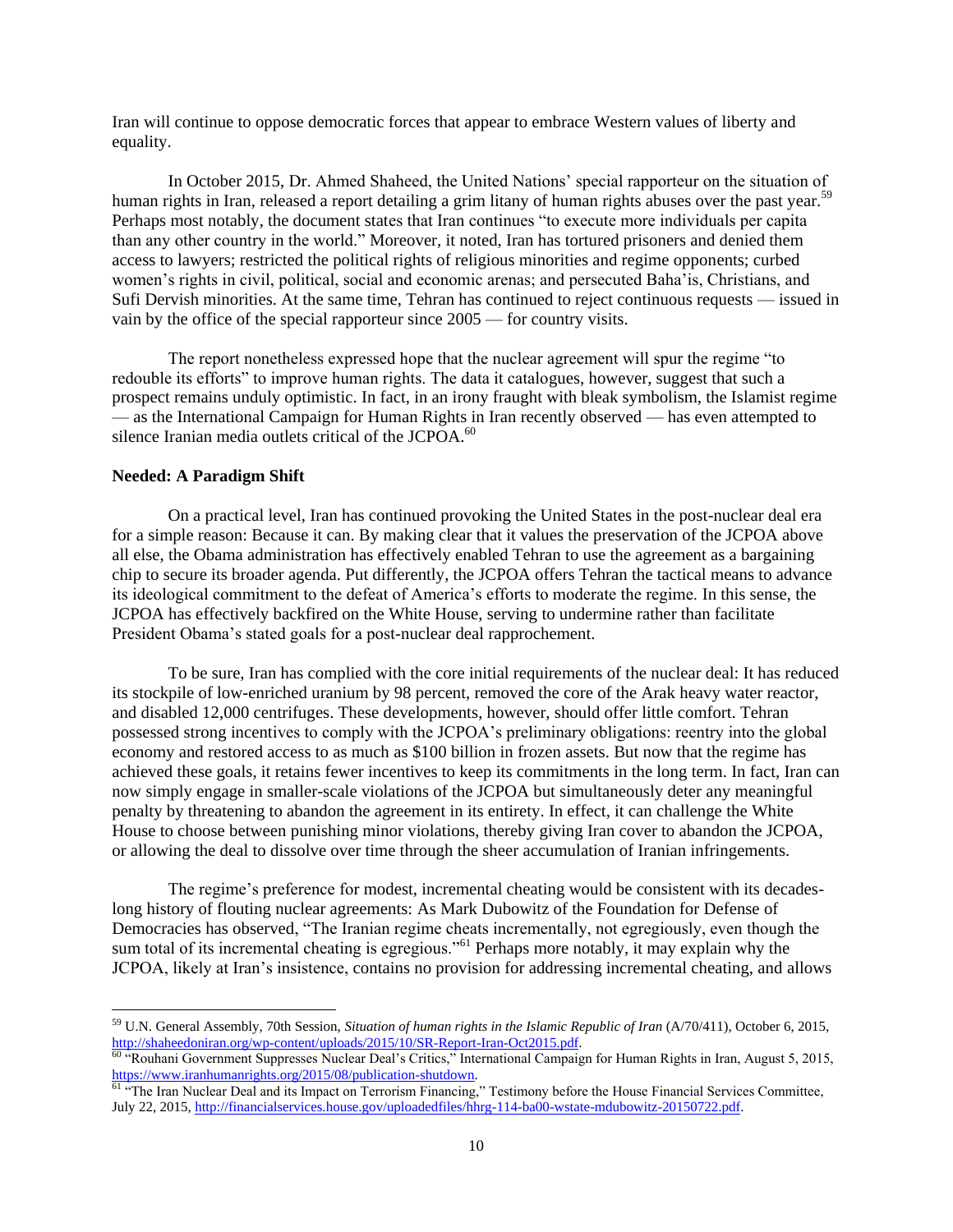Iran will continue to oppose democratic forces that appear to embrace Western values of liberty and equality.

In October 2015, Dr. Ahmed Shaheed, the United Nations' special rapporteur on the situation of human rights in Iran, released a report detailing a grim litany of human rights abuses over the past year.[59] Perhaps most notably, the document states that Iran continues "to execute more individuals per capita than any other country in the world." Moreover, it noted, Iran has tortured prisoners and denied them access to lawyers; restricted the political rights of religious minorities and regime opponents; curbed women's rights in civil, political, social and economic arenas; and persecuted Baha'is, Christians, and Sufi Dervish minorities. At the same time, Tehran has continued to reject continuous requests — issued in vain by the office of the special rapporteur since 2005 — for country visits.

The report nonetheless expressed hope that the nuclear agreement will spur the regime "to redouble its efforts" to improve human rights. The data it catalogues, however, suggest that such a prospect remains unduly optimistic. In fact, in an irony fraught with bleak symbolism, the Islamist regime — as the International Campaign for Human Rights in Iran recently observed — has even attempted to silence Iranian media outlets critical of the JCPOA.[60]

**Needed: A Paradigm Shift**

On a practical level, Iran has continued provoking the United States in the post-nuclear deal era for a simple reason: Because it can. By making clear that it values the preservation of the JCPOA above all else, the Obama administration has effectively enabled Tehran to use the agreement as a bargaining chip to secure its broader agenda. Put differently, the JCPOA offers Tehran the tactical means to advance its ideological commitment to the defeat of America's efforts to moderate the regime. In this sense, the JCPOA has effectively backfired on the White House, serving to undermine rather than facilitate President Obama's stated goals for a post-nuclear deal rapprochement.

To be sure, Iran has complied with the core initial requirements of the nuclear deal: It has reduced its stockpile of low-enriched uranium by 98 percent, removed the core of the Arak heavy water reactor, and disabled 12,000 centrifuges. These developments, however, should offer little comfort. Tehran possessed strong incentives to comply with the JCPOA's preliminary obligations: reentry into the global economy and restored access to as much as $100 billion in frozen assets. But now that the regime has achieved these goals, it retains fewer incentives to keep its commitments in the long term. In fact, Iran can now simply engage in smaller-scale violations of the JCPOA but simultaneously deter any meaningful penalty by threatening to abandon the agreement in its entirety. In effect, it can challenge the White House to choose between punishing minor violations, thereby giving Iran cover to abandon the JCPOA, or allowing the deal to dissolve over time through the sheer accumulation of Iranian infringements.

The regime's preference for modest, incremental cheating would be consistent with its decades-long history of flouting nuclear agreements: As Mark Dubowitz of the Foundation for Defense of Democracies has observed, "The Iranian regime cheats incrementally, not egregiously, even though the sum total of its incremental cheating is egregious."[61] Perhaps more notably, it may explain why the JCPOA, likely at Iran's insistence, contains no provision for addressing incremental cheating, and allows

---

[59] U.N. General Assembly, 70th Session, *Situation of human rights in the Islamic Republic of Iran* (A/70/411), October 6, 2015, http://shaheedoniran.org/wp-content/uploads/2015/10/SR-Report-Iran-Oct2015.pdf.

[60] "Rouhani Government Suppresses Nuclear Deal's Critics," International Campaign for Human Rights in Iran, August 5, 2015, https://www.iranhumanrights.org/2015/08/publication-shutdown.

[61] "The Iran Nuclear Deal and its Impact on Terrorism Financing," Testimony before the House Financial Services Committee, July 22, 2015, http://financialservices.house.gov/uploadedfiles/hhrg-114-ba00-wstate-mdubowitz-20150722.pdf.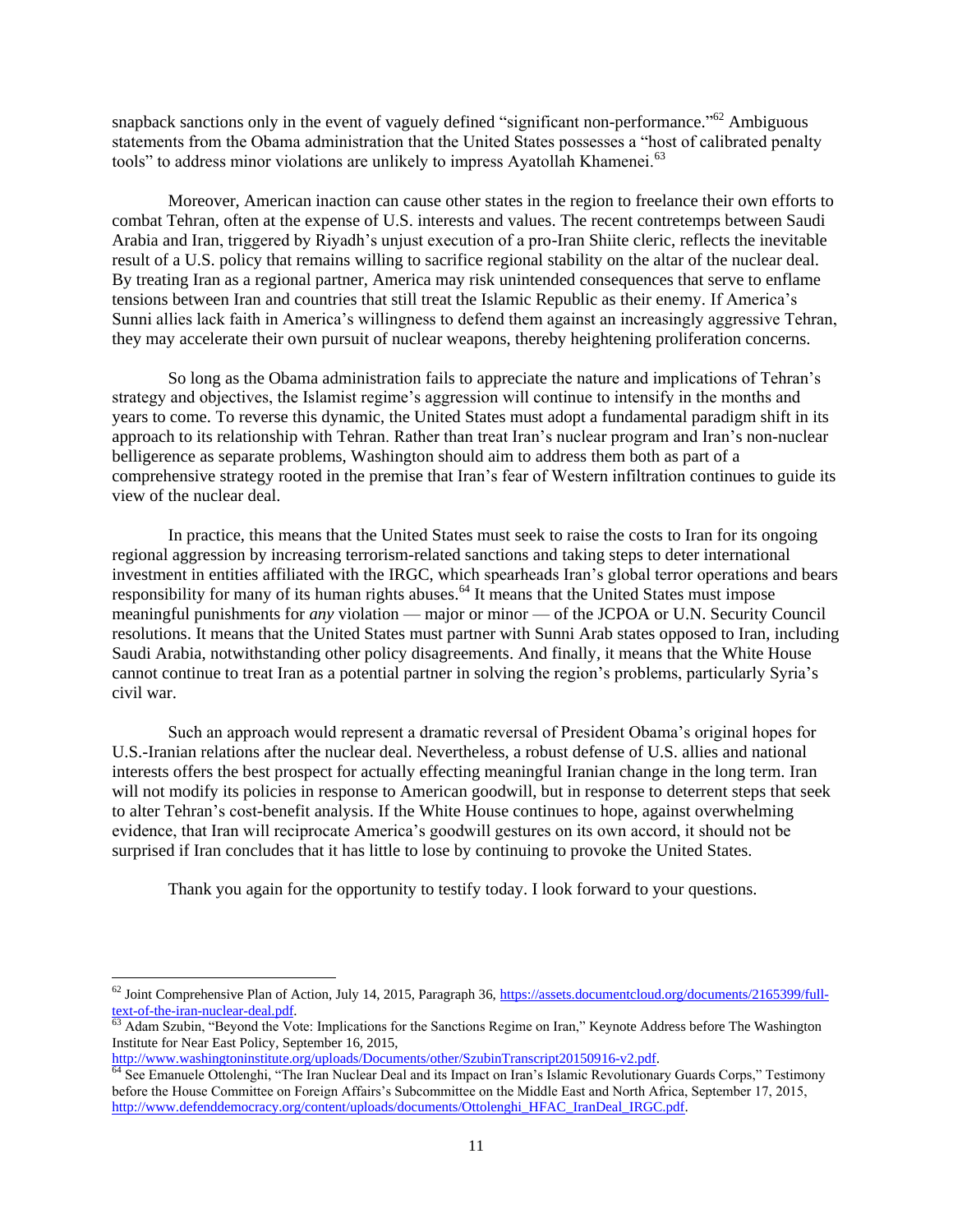snapback sanctions only in the event of vaguely defined "significant non-performance."[62] Ambiguous statements from the Obama administration that the United States possesses a "host of calibrated penalty tools" to address minor violations are unlikely to impress Ayatollah Khamenei.[63]

Moreover, American inaction can cause other states in the region to freelance their own efforts to combat Tehran, often at the expense of U.S. interests and values. The recent contretemps between Saudi Arabia and Iran, triggered by Riyadh's unjust execution of a pro-Iran Shiite cleric, reflects the inevitable result of a U.S. policy that remains willing to sacrifice regional stability on the altar of the nuclear deal. By treating Iran as a regional partner, America may risk unintended consequences that serve to enflame tensions between Iran and countries that still treat the Islamic Republic as their enemy. If America's Sunni allies lack faith in America's willingness to defend them against an increasingly aggressive Tehran, they may accelerate their own pursuit of nuclear weapons, thereby heightening proliferation concerns.

So long as the Obama administration fails to appreciate the nature and implications of Tehran's strategy and objectives, the Islamist regime's aggression will continue to intensify in the months and years to come. To reverse this dynamic, the United States must adopt a fundamental paradigm shift in its approach to its relationship with Tehran. Rather than treat Iran's nuclear program and Iran's non-nuclear belligerence as separate problems, Washington should aim to address them both as part of a comprehensive strategy rooted in the premise that Iran's fear of Western infiltration continues to guide its view of the nuclear deal.

In practice, this means that the United States must seek to raise the costs to Iran for its ongoing regional aggression by increasing terrorism-related sanctions and taking steps to deter international investment in entities affiliated with the IRGC, which spearheads Iran's global terror operations and bears responsibility for many of its human rights abuses.[64] It means that the United States must impose meaningful punishments for *any* violation — major or minor — of the JCPOA or U.N. Security Council resolutions. It means that the United States must partner with Sunni Arab states opposed to Iran, including Saudi Arabia, notwithstanding other policy disagreements. And finally, it means that the White House cannot continue to treat Iran as a potential partner in solving the region's problems, particularly Syria's civil war.

Such an approach would represent a dramatic reversal of President Obama's original hopes for U.S.-Iranian relations after the nuclear deal. Nevertheless, a robust defense of U.S. allies and national interests offers the best prospect for actually effecting meaningful Iranian change in the long term. Iran will not modify its policies in response to American goodwill, but in response to deterrent steps that seek to alter Tehran's cost-benefit analysis. If the White House continues to hope, against overwhelming evidence, that Iran will reciprocate America's goodwill gestures on its own accord, it should not be surprised if Iran concludes that it has little to lose by continuing to provoke the United States.

Thank you again for the opportunity to testify today. I look forward to your questions.

---

[62] Joint Comprehensive Plan of Action, July 14, 2015, Paragraph 36, https://assets.documentcloud.org/documents/2165399/full-text-of-the-iran-nuclear-deal.pdf.

[63] Adam Szubin, "Beyond the Vote: Implications for the Sanctions Regime on Iran," Keynote Address before The Washington Institute for Near East Policy, September 16, 2015, http://www.washingtoninstitute.org/uploads/Documents/other/SzubinTranscript20150916-v2.pdf.

[64] See Emanuele Ottolenghi, "The Iran Nuclear Deal and its Impact on Iran's Islamic Revolutionary Guards Corps," Testimony before the House Committee on Foreign Affairs's Subcommittee on the Middle East and North Africa, September 17, 2015, http://www.defenddemocracy.org/content/uploads/documents/Ottolenghi_HFAC_IranDeal_IRGC.pdf.